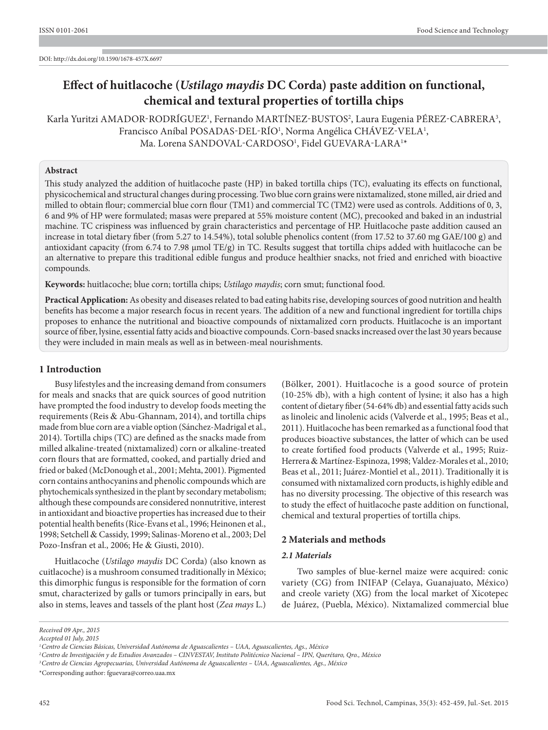DOI: http://dx.doi.org/10.1590/1678-457X.6697

# Effect of huitlacoche (*Ustilago maydis* DC Corda) paste addition on functional, chemical and textural properties of tortilla chips

Karla Yuritzi AMADOR-RODRÍGUEZ[1], Fernando MARTÍNEZ-BUSTOS[2], Laura Eugenia PÉREZ-CABRERA[3], Francisco Aníbal POSADAS-DEL-RÍO[1], Norma Angélica CHÁVEZ-VELA[1], Ma. Lorena SANDOVAL-CARDOSO[1], Fidel GUEVARA-LARA[1]*

## Abstract

This study analyzed the addition of huitlacoche paste (HP) in baked tortilla chips (TC), evaluating its effects on functional, physicochemical and structural changes during processing. Two blue corn grains were nixtamalized, stone milled, air dried and milled to obtain flour; commercial blue corn flour (TM1) and commercial TC (TM2) were used as controls. Additions of 0, 3, 6 and 9% of HP were formulated; masas were prepared at 55% moisture content (MC), precooked and baked in an industrial machine. TC crispiness was influenced by grain characteristics and percentage of HP. Huitlacoche paste addition caused an increase in total dietary fiber (from 5.27 to 14.54%), total soluble phenolics content (from 17.52 to 37.60 mg GAE/100 g) and antioxidant capacity (from 6.74 to 7.98 μmol TE/g) in TC. Results suggest that tortilla chips added with huitlacoche can be an alternative to prepare this traditional edible fungus and produce healthier snacks, not fried and enriched with bioactive compounds.

**Keywords:** huitlacoche; blue corn; tortilla chips; *Ustilago maydis*; corn smut; functional food.

**Practical Application:** As obesity and diseases related to bad eating habits rise, developing sources of good nutrition and health benefits has become a major research focus in recent years. The addition of a new and functional ingredient for tortilla chips proposes to enhance the nutritional and bioactive compounds of nixtamalized corn products. Huitlacoche is an important source of fiber, lysine, essential fatty acids and bioactive compounds. Corn-based snacks increased over the last 30 years because they were included in main meals as well as in between-meal nourishments.

## 1 Introduction

Busy lifestyles and the increasing demand from consumers for meals and snacks that are quick sources of good nutrition have prompted the food industry to develop foods meeting the requirements (Reis & Abu-Ghannam, 2014), and tortilla chips made from blue corn are a viable option (Sánchez-Madrigal et al., 2014). Tortilla chips (TC) are defined as the snacks made from milled alkaline-treated (nixtamalized) corn or alkaline-treated corn flours that are formatted, cooked, and partially dried and fried or baked (McDonough et al., 2001; Mehta, 2001). Pigmented corn contains anthocyanins and phenolic compounds which are phytochemicals synthesized in the plant by secondary metabolism; although these compounds are considered nonnutritive, interest in antioxidant and bioactive properties has increased due to their potential health benefits (Rice-Evans et al., 1996; Heinonen et al., 1998; Setchell & Cassidy, 1999; Salinas-Moreno et al., 2003; Del Pozo-Insfran et al., 2006; He & Giusti, 2010).

Huitlacoche (*Ustilago maydis* DC Corda) (also known as cuitlacoche) is a mushroom consumed traditionally in México; this dimorphic fungus is responsible for the formation of corn smut, characterized by galls or tumors principally in ears, but also in stems, leaves and tassels of the plant host (*Zea mays* L.) (Bölker, 2001). Huitlacoche is a good source of protein (10-25% db), with a high content of lysine; it also has a high content of dietary fiber (54-64% db) and essential fatty acids such as linoleic and linolenic acids (Valverde et al., 1995; Beas et al., 2011). Huitlacoche has been remarked as a functional food that produces bioactive substances, the latter of which can be used to create fortified food products (Valverde et al., 1995; Ruiz-Herrera & Martínez-Espinoza, 1998; Valdez-Morales et al., 2010; Beas et al., 2011; Juárez-Montiel et al., 2011). Traditionally it is consumed with nixtamalized corn products, is highly edible and has no diversity processing. The objective of this research was to study the effect of huitlacoche paste addition on functional, chemical and textural properties of tortilla chips.

## 2 Materials and methods

### 2.1 Materials

Two samples of blue-kernel maize were acquired: conic variety (CG) from INIFAP (Celaya, Guanajuato, México) and creole variety (XG) from the local market of Xicotepec de Juárez, (Puebla, México). Nixtamalized commercial blue

*Received 09 Apr., 2015*
*Accepted 01 July, 2015*
[1] *Centro de Ciencias Básicas, Universidad Autónoma de Aguascalientes – UAA, Aguascalientes, Ags., México*
[2] *Centro de Investigación y de Estudios Avanzados – CINVESTAV, Instituto Politécnico Nacional – IPN, Querétaro, Qro., México*
[3] *Centro de Ciencias Agropecuarias, Universidad Autónoma de Aguascalientes – UAA, Aguascalientes, Ags., México*
*Corresponding author: fguevara@correo.uaa.mx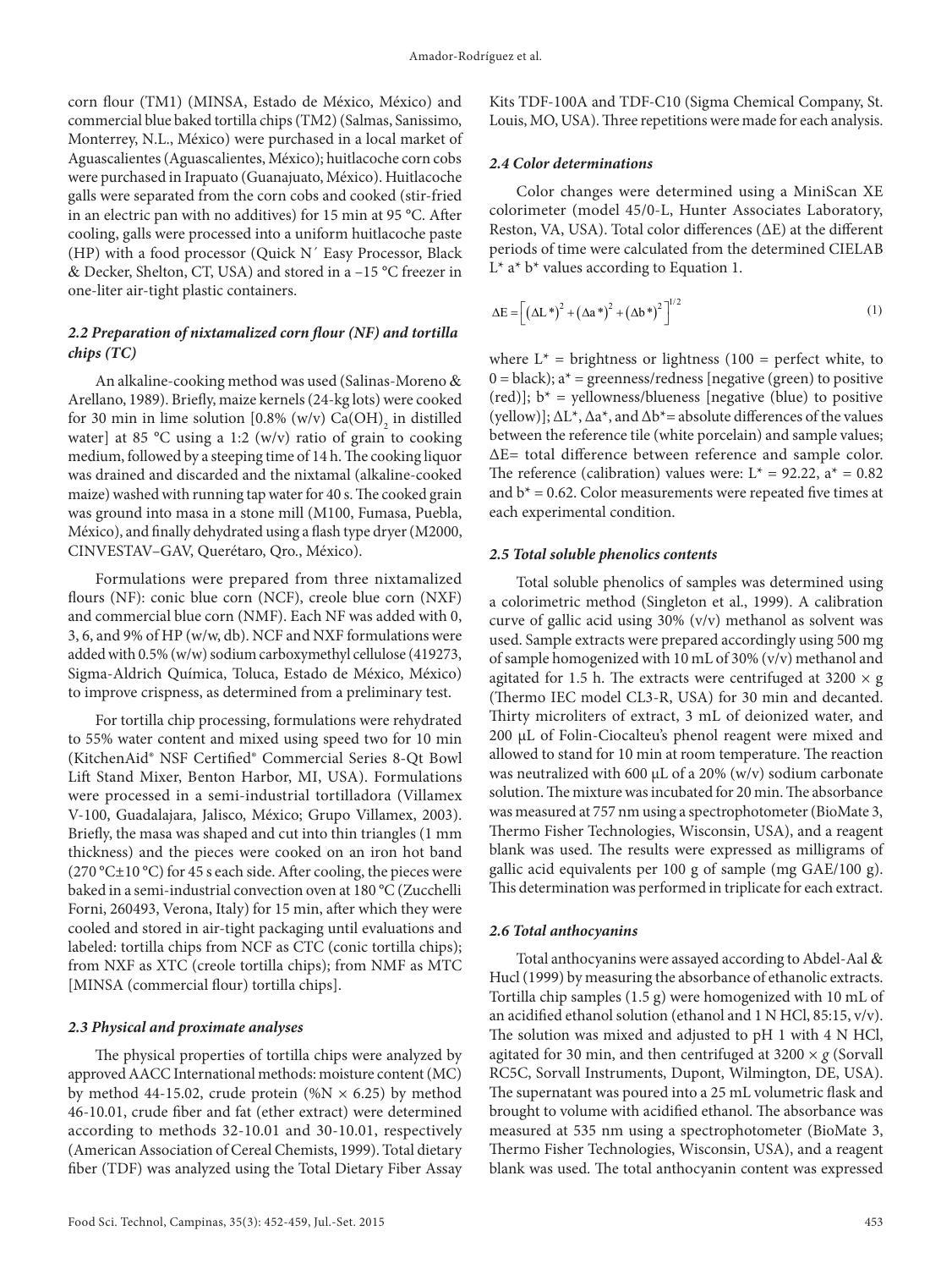corn flour (TM1) (MINSA, Estado de México, México) and commercial blue baked tortilla chips (TM2) (Salmas, Sanissimo, Monterrey, N.L., México) were purchased in a local market of Aguascalientes (Aguascalientes, México); huitlacoche corn cobs were purchased in Irapuato (Guanajuato, México). Huitlacoche galls were separated from the corn cobs and cooked (stir-fried in an electric pan with no additives) for 15 min at 95 °C. After cooling, galls were processed into a uniform huitlacoche paste (HP) with a food processor (Quick N´ Easy Processor, Black & Decker, Shelton, CT, USA) and stored in a −15 °C freezer in one-liter air-tight plastic containers.

### *2.2 Preparation of nixtamalized corn flour (NF) and tortilla chips (TC)*

An alkaline-cooking method was used (Salinas-Moreno & Arellano, 1989). Briefly, maize kernels (24-kg lots) were cooked for 30 min in lime solution [0.8% (w/v) $Ca(OH)_2$ in distilled water] at 85 °C using a 1:2 (w/v) ratio of grain to cooking medium, followed by a steeping time of 14 h. The cooking liquor was drained and discarded and the nixtamal (alkaline-cooked maize) washed with running tap water for 40 s. The cooked grain was ground into masa in a stone mill (M100, Fumasa, Puebla, México), and finally dehydrated using a flash type dryer (M2000, CINVESTAV–GAV, Querétaro, Qro., México).

Formulations were prepared from three nixtamalized flours (NF): conic blue corn (NCF), creole blue corn (NXF) and commercial blue corn (NMF). Each NF was added with 0, 3, 6, and 9% of HP (w/w, db). NCF and NXF formulations were added with 0.5% (w/w) sodium carboxymethyl cellulose (419273, Sigma-Aldrich Química, Toluca, Estado de México, México) to improve crispness, as determined from a preliminary test.

For tortilla chip processing, formulations were rehydrated to 55% water content and mixed using speed two for 10 min (KitchenAid® NSF Certified® Commercial Series 8-Qt Bowl Lift Stand Mixer, Benton Harbor, MI, USA). Formulations were processed in a semi-industrial tortilladora (Villamex V-100, Guadalajara, Jalisco, México; Grupo Villamex, 2003). Briefly, the masa was shaped and cut into thin triangles (1 mm thickness) and the pieces were cooked on an iron hot band (270 °C±10 °C) for 45 s each side. After cooling, the pieces were baked in a semi-industrial convection oven at 180 °C (Zucchelli Forni, 260493, Verona, Italy) for 15 min, after which they were cooled and stored in air-tight packaging until evaluations and labeled: tortilla chips from NCF as CTC (conic tortilla chips); from NXF as XTC (creole tortilla chips); from NMF as MTC [MINSA (commercial flour) tortilla chips].

### *2.3 Physical and proximate analyses*

The physical properties of tortilla chips were analyzed by approved AACC International methods: moisture content (MC) by method 44-15.02, crude protein (%N × 6.25) by method 46-10.01, crude fiber and fat (ether extract) were determined according to methods 32-10.01 and 30-10.01, respectively (American Association of Cereal Chemists, 1999). Total dietary fiber (TDF) was analyzed using the Total Dietary Fiber Assay Kits TDF-100A and TDF-C10 (Sigma Chemical Company, St. Louis, MO, USA). Three repetitions were made for each analysis.

### *2.4 Color determinations*

Color changes were determined using a MiniScan XE colorimeter (model 45/0-L, Hunter Associates Laboratory, Reston, VA, USA). Total color differences (ΔE) at the different periods of time were calculated from the determined CIELAB L* a* b* values according to Equation 1.

$$\Delta E = \left[ \left(\Delta L^*\right)^2 + \left(\Delta a^*\right)^2 + \left(\Delta b^*\right)^2 \right]^{1/2} \tag{1}$$

where L* = brightness or lightness (100 = perfect white, to 0 = black); a* = greenness/redness [negative (green) to positive (red)]; b* = yellowness/blueness [negative (blue) to positive (yellow)]; ΔL*, Δa*, and Δb*= absolute differences of the values between the reference tile (white porcelain) and sample values; ΔE= total difference between reference and sample color. The reference (calibration) values were: L* = 92.22, a* = 0.82 and b* = 0.62. Color measurements were repeated five times at each experimental condition.

### *2.5 Total soluble phenolics contents*

Total soluble phenolics of samples was determined using a colorimetric method (Singleton et al., 1999). A calibration curve of gallic acid using 30% (v/v) methanol as solvent was used. Sample extracts were prepared accordingly using 500 mg of sample homogenized with 10 mL of 30% (v/v) methanol and agitated for 1.5 h. The extracts were centrifuged at 3200 × g (Thermo IEC model CL3-R, USA) for 30 min and decanted. Thirty microliters of extract, 3 mL of deionized water, and 200 μL of Folin-Ciocalteu's phenol reagent were mixed and allowed to stand for 10 min at room temperature. The reaction was neutralized with 600 μL of a 20% (w/v) sodium carbonate solution. The mixture was incubated for 20 min. The absorbance was measured at 757 nm using a spectrophotometer (BioMate 3, Thermo Fisher Technologies, Wisconsin, USA), and a reagent blank was used. The results were expressed as milligrams of gallic acid equivalents per 100 g of sample (mg GAE/100 g). This determination was performed in triplicate for each extract.

### *2.6 Total anthocyanins*

Total anthocyanins were assayed according to Abdel-Aal & Hucl (1999) by measuring the absorbance of ethanolic extracts. Tortilla chip samples (1.5 g) were homogenized with 10 mL of an acidified ethanol solution (ethanol and 1 N HCl, 85:15, v/v). The solution was mixed and adjusted to pH 1 with 4 N HCl, agitated for 30 min, and then centrifuged at 3200 × *g* (Sorvall RC5C, Sorvall Instruments, Dupont, Wilmington, DE, USA). The supernatant was poured into a 25 mL volumetric flask and brought to volume with acidified ethanol. The absorbance was measured at 535 nm using a spectrophotometer (BioMate 3, Thermo Fisher Technologies, Wisconsin, USA), and a reagent blank was used. The total anthocyanin content was expressed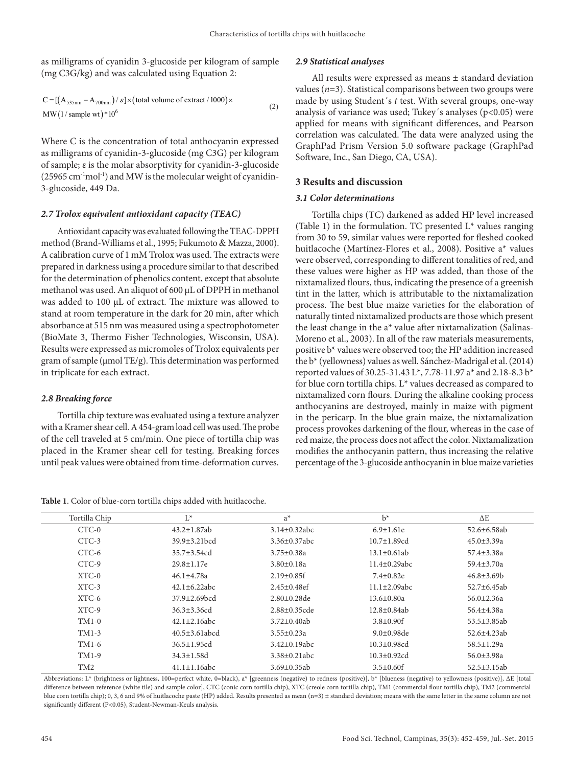as milligrams of cyanidin 3-glucoside per kilogram of sample (mg C3G/kg) and was calculated using Equation 2:

$$C = [(A_{535nm} - A_{700nm}) / \varepsilon] \times (\text{total volume of extract} / 1000) \times MW(1 / \text{sample wt}) * 10^6 \tag{2}$$

Where C is the concentration of total anthocyanin expressed as milligrams of cyanidin-3-glucoside (mg C3G) per kilogram of sample; ε is the molar absorptivity for cyanidin-3-glucoside (25965 $cm^{-1}mol^{-1}$) and MW is the molecular weight of cyanidin-3-glucoside, 449 Da.

### *2.7 Trolox equivalent antioxidant capacity (TEAC)*

Antioxidant capacity was evaluated following the TEAC-DPPH method (Brand-Williams et al., 1995; Fukumoto & Mazza, 2000). A calibration curve of 1 mM Trolox was used. The extracts were prepared in darkness using a procedure similar to that described for the determination of phenolics content, except that absolute methanol was used. An aliquot of 600 μL of DPPH in methanol was added to 100 μL of extract. The mixture was allowed to stand at room temperature in the dark for 20 min, after which absorbance at 515 nm was measured using a spectrophotometer (BioMate 3, Thermo Fisher Technologies, Wisconsin, USA). Results were expressed as micromoles of Trolox equivalents per gram of sample (μmol TE/g). This determination was performed in triplicate for each extract.

### *2.8 Breaking force*

Tortilla chip texture was evaluated using a texture analyzer with a Kramer shear cell. A 454-gram load cell was used. The probe of the cell traveled at 5 cm/min. One piece of tortilla chip was placed in the Kramer shear cell for testing. Breaking forces until peak values were obtained from time-deformation curves.

### *2.9 Statistical analyses*

All results were expressed as means ± standard deviation values ($n$=3). Statistical comparisons between two groups were made by using Student´s $t$ test. With several groups, one-way analysis of variance was used; Tukey´s analyses ($p<0.05$) were applied for means with significant differences, and Pearson correlation was calculated. The data were analyzed using the GraphPad Prism Version 5.0 software package (GraphPad Software, Inc., San Diego, CA, USA).

## 3 Results and discussion

### *3.1 Color determinations*

Tortilla chips (TC) darkened as added HP level increased (Table 1) in the formulation. TC presented L* values ranging from 30 to 59, similar values were reported for fleshed cooked huitlacoche (Martínez-Flores et al., 2008). Positive a* values were observed, corresponding to different tonalities of red, and these values were higher as HP was added, than those of the nixtamalized flours, thus, indicating the presence of a greenish tint in the latter, which is attributable to the nixtamalization process. The best blue maize varieties for the elaboration of naturally tinted nixtamalized products are those which present the least change in the a* value after nixtamalization (Salinas-Moreno et al., 2003). In all of the raw materials measurements, positive b* values were observed too; the HP addition increased the b* (yellowness) values as well. Sánchez-Madrigal et al. (2014) reported values of 30.25-31.43 L*, 7.78-11.97 a* and 2.18-8.3 b* for blue corn tortilla chips. L* values decreased as compared to nixtamalized corn flours. During the alkaline cooking process anthocyanins are destroyed, mainly in maize with pigment in the pericarp. In the blue grain maize, the nixtamalization process provokes darkening of the flour, whereas in the case of red maize, the process does not affect the color. Nixtamalization modifies the anthocyanin pattern, thus increasing the relative percentage of the 3-glucoside anthocyanin in blue maize varieties

**Table 1**. Color of blue-corn tortilla chips added with huitlacoche.

| Tortilla Chip | L* | a* | b* | ΔE |
|---|---|---|---|---|
| CTC-0 | 43.2±1.87ab | 3.14±0.32abc | 6.9±1.61e | 52.6±6.58ab |
| CTC-3 | 39.9±3.21bcd | 3.36±0.37abc | 10.7±1.89cd | 45.0±3.39a |
| CTC-6 | 35.7±3.54cd | 3.75±0.38a | 13.1±0.61ab | 57.4±3.38a |
| CTC-9 | 29.8±1.17e | 3.80±0.18a | 11.4±0.29abc | 59.4±3.70a |
| XTC-0 | 46.1±4.78a | 2.19±0.85f | 7.4±0.82e | 46.8±3.69b |
| XTC-3 | 42.1±6.22abc | 2.45±0.48ef | 11.1±2.09abc | 52.7±6.45ab |
| XTC-6 | 37.9±2.69bcd | 2.80±0.28de | 13.6±0.80a | 56.0±2.36a |
| XTC-9 | 36.3±3.36cd | 2.88±0.35cde | 12.8±0.84ab | 56.4±4.38a |
| TM1-0 | 42.1±2.16abc | 3.72±0.40ab | 3.8±0.90f | 53.5±3.85ab |
| TM1-3 | 40.5±3.61abcd | 3.55±0.23a | 9.0±0.98de | 52.6±4.23ab |
| TM1-6 | 36.5±1.95cd | 3.42±0.19abc | 10.3±0.98cd | 58.5±1.29a |
| TM1-9 | 34.3±1.58d | 3.38±0.21abc | 10.3±0.92cd | 56.0±3.98a |
| TM2 | 41.1±1.16abc | 3.69±0.35ab | 3.5±0.60f | 52.5±3.15ab |

Abbreviations: L* (brightness or lightness, 100=perfect white, 0=black), a* [greenness (negative) to redness (positive)], b* [blueness (negative) to yellowness (positive)], ΔE [total difference between reference (white tile) and sample color], CTC (conic corn tortilla chip), XTC (creole corn tortilla chip), TM1 (commercial flour tortilla chip), TM2 (commercial blue corn tortilla chip); 0, 3, 6 and 9% of huitlacoche paste (HP) added. Results presented as mean (n=3) ± standard deviation; means with the same letter in the same column are not significantly different (P<0.05), Student-Newman-Keuls analysis.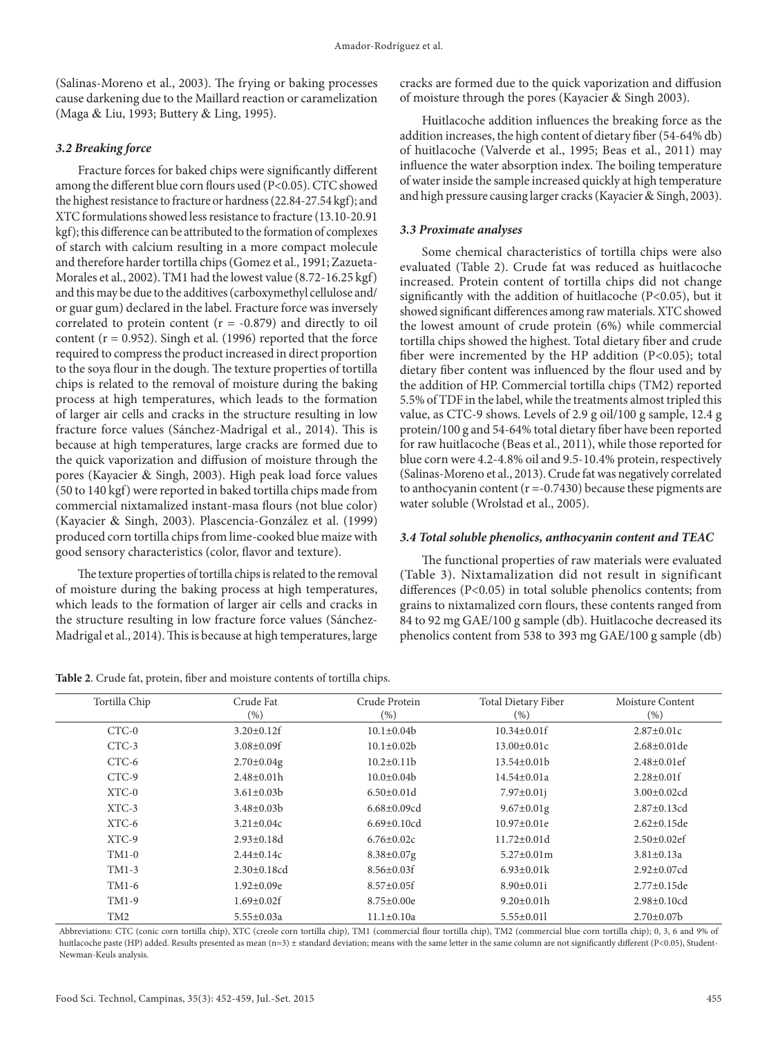(Salinas-Moreno et al., 2003). The frying or baking processes cause darkening due to the Maillard reaction or caramelization (Maga & Liu, 1993; Buttery & Ling, 1995).

### *3.2 Breaking force*

Fracture forces for baked chips were significantly different among the different blue corn flours used ($P<0.05$). CTC showed the highest resistance to fracture or hardness (22.84-27.54 kgf); and XTC formulations showed less resistance to fracture (13.10-20.91 kgf); this difference can be attributed to the formation of complexes of starch with calcium resulting in a more compact molecule and therefore harder tortilla chips (Gomez et al., 1991; Zazueta-Morales et al., 2002). TM1 had the lowest value (8.72-16.25 kgf) and this may be due to the additives (carboxymethyl cellulose and/or guar gum) declared in the label. Fracture force was inversely correlated to protein content ($r = -0.879$) and directly to oil content ($r = 0.952$). Singh et al. (1996) reported that the force required to compress the product increased in direct proportion to the soya flour in the dough. The texture properties of tortilla chips is related to the removal of moisture during the baking process at high temperatures, which leads to the formation of larger air cells and cracks in the structure resulting in low fracture force values (Sánchez-Madrigal et al., 2014). This is because at high temperatures, large cracks are formed due to the quick vaporization and diffusion of moisture through the pores (Kayacier & Singh, 2003). High peak load force values (50 to 140 kgf) were reported in baked tortilla chips made from commercial nixtamalized instant-masa flours (not blue color) (Kayacier & Singh, 2003). Plascencia-González et al. (1999) produced corn tortilla chips from lime-cooked blue maize with good sensory characteristics (color, flavor and texture).

The texture properties of tortilla chips is related to the removal of moisture during the baking process at high temperatures, which leads to the formation of larger air cells and cracks in the structure resulting in low fracture force values (Sánchez-Madrigal et al., 2014). This is because at high temperatures, large cracks are formed due to the quick vaporization and diffusion of moisture through the pores (Kayacier & Singh 2003).

Huitlacoche addition influences the breaking force as the addition increases, the high content of dietary fiber (54-64% db) of huitlacoche (Valverde et al., 1995; Beas et al., 2011) may influence the water absorption index. The boiling temperature of water inside the sample increased quickly at high temperature and high pressure causing larger cracks (Kayacier & Singh, 2003).

### *3.3 Proximate analyses*

Some chemical characteristics of tortilla chips were also evaluated (Table 2). Crude fat was reduced as huitlacoche increased. Protein content of tortilla chips did not change significantly with the addition of huitlacoche ($P<0.05$), but it showed significant differences among raw materials. XTC showed the lowest amount of crude protein (6%) while commercial tortilla chips showed the highest. Total dietary fiber and crude fiber were incremented by the HP addition ($P<0.05$); total dietary fiber content was influenced by the flour used and by the addition of HP. Commercial tortilla chips (TM2) reported 5.5% of TDF in the label, while the treatments almost tripled this value, as CTC-9 shows. Levels of 2.9 g oil/100 g sample, 12.4 g protein/100 g and 54-64% total dietary fiber have been reported for raw huitlacoche (Beas et al., 2011), while those reported for blue corn were 4.2-4.8% oil and 9.5-10.4% protein, respectively (Salinas-Moreno et al., 2013). Crude fat was negatively correlated to anthocyanin content ($r = -0.7430$) because these pigments are water soluble (Wrolstad et al., 2005).

### *3.4 Total soluble phenolics, anthocyanin content and TEAC*

The functional properties of raw materials were evaluated (Table 3). Nixtamalization did not result in significant differences ($P<0.05$) in total soluble phenolics contents; from grains to nixtamalized corn flours, these contents ranged from 84 to 92 mg GAE/100 g sample (db). Huitlacoche decreased its phenolics content from 538 to 393 mg GAE/100 g sample (db)

**Table 2**. Crude fat, protein, fiber and moisture contents of tortilla chips.

| Tortilla Chip | Crude Fat (%) | Crude Protein (%) | Total Dietary Fiber (%) | Moisture Content (%) |
|---|---|---|---|---|
| CTC-0 | 3.20±0.12f | 10.1±0.04b | 10.34±0.01f | 2.87±0.01c |
| CTC-3 | 3.08±0.09f | 10.1±0.02b | 13.00±0.01c | 2.68±0.01de |
| CTC-6 | 2.70±0.04g | 10.2±0.11b | 13.54±0.01b | 2.48±0.01ef |
| CTC-9 | 2.48±0.01h | 10.0±0.04b | 14.54±0.01a | 2.28±0.01f |
| XTC-0 | 3.61±0.03b | 6.50±0.01d | 7.97±0.01j | 3.00±0.02cd |
| XTC-3 | 3.48±0.03b | 6.68±0.09cd | 9.67±0.01g | 2.87±0.13cd |
| XTC-6 | 3.21±0.04c | 6.69±0.10cd | 10.97±0.01e | 2.62±0.15de |
| XTC-9 | 2.93±0.18d | 6.76±0.02c | 11.72±0.01d | 2.50±0.02ef |
| TM1-0 | 2.44±0.14c | 8.38±0.07g | 5.27±0.01m | 3.81±0.13a |
| TM1-3 | 2.30±0.18cd | 8.56±0.03f | 6.93±0.01k | 2.92±0.07cd |
| TM1-6 | 1.92±0.09e | 8.57±0.05f | 8.90±0.01i | 2.77±0.15de |
| TM1-9 | 1.69±0.02f | 8.75±0.00e | 9.20±0.01h | 2.98±0.10cd |
| TM2 | 5.55±0.03a | 11.1±0.10a | 5.55±0.01l | 2.70±0.07b |

Abbreviations: CTC (conic corn tortilla chip), XTC (creole corn tortilla chip), TM1 (commercial flour tortilla chip), TM2 (commercial blue corn tortilla chip); 0, 3, 6 and 9% of huitlacoche paste (HP) added. Results presented as mean (n=3) ± standard deviation; means with the same letter in the same column are not significantly different ($P<0.05$), Student-Newman-Keuls analysis.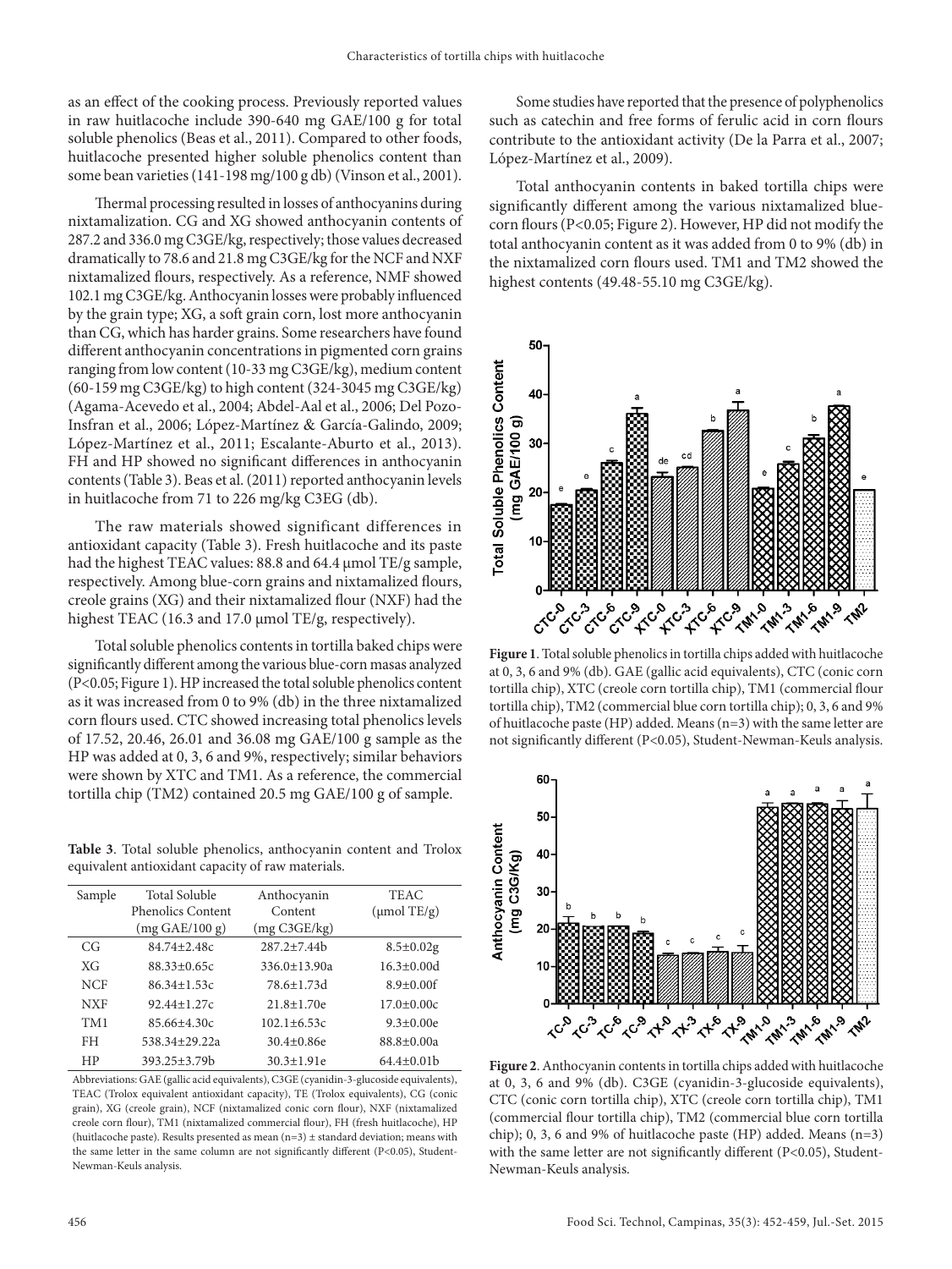as an effect of the cooking process. Previously reported values in raw huitlacoche include 390-640 mg GAE/100 g for total soluble phenolics (Beas et al., 2011). Compared to other foods, huitlacoche presented higher soluble phenolics content than some bean varieties (141-198 mg/100 g db) (Vinson et al., 2001).

Thermal processing resulted in losses of anthocyanins during nixtamalization. CG and XG showed anthocyanin contents of 287.2 and 336.0 mg C3GE/kg, respectively; those values decreased dramatically to 78.6 and 21.8 mg C3GE/kg for the NCF and NXF nixtamalized flours, respectively. As a reference, NMF showed 102.1 mg C3GE/kg. Anthocyanin losses were probably influenced by the grain type; XG, a soft grain corn, lost more anthocyanin than CG, which has harder grains. Some researchers have found different anthocyanin concentrations in pigmented corn grains ranging from low content (10-33 mg C3GE/kg), medium content (60-159 mg C3GE/kg) to high content (324-3045 mg C3GE/kg) (Agama-Acevedo et al., 2004; Abdel-Aal et al., 2006; Del Pozo-Insfran et al., 2006; López-Martínez & García-Galindo, 2009; López-Martínez et al., 2011; Escalante-Aburto et al., 2013). FH and HP showed no significant differences in anthocyanin contents (Table 3). Beas et al. (2011) reported anthocyanin levels in huitlacoche from 71 to 226 mg/kg C3EG (db).

The raw materials showed significant differences in antioxidant capacity (Table 3). Fresh huitlacoche and its paste had the highest TEAC values: 88.8 and 64.4 µmol TE/g sample, respectively. Among blue-corn grains and nixtamalized flours, creole grains (XG) and their nixtamalized flour (NXF) had the highest TEAC (16.3 and 17.0 µmol TE/g, respectively).

Total soluble phenolics contents in tortilla baked chips were significantly different among the various blue-corn masas analyzed ($P<0.05$; Figure 1). HP increased the total soluble phenolics content as it was increased from 0 to 9% (db) in the three nixtamalized corn flours used. CTC showed increasing total phenolics levels of 17.52, 20.46, 26.01 and 36.08 mg GAE/100 g sample as the HP was added at 0, 3, 6 and 9%, respectively; similar behaviors were shown by XTC and TM1. As a reference, the commercial tortilla chip (TM2) contained 20.5 mg GAE/100 g of sample.

**Table 3**. Total soluble phenolics, anthocyanin content and Trolox equivalent antioxidant capacity of raw materials.

| Sample | Total Soluble Phenolics Content (mg GAE/100 g) | Anthocyanin Content (mg C3GE/kg) | TEAC (µmol TE/g) |
|---|---|---|---|
| CG | 84.74±2.48c | 287.2±7.44b | 8.5±0.02g |
| XG | 88.33±0.65c | 336.0±13.90a | 16.3±0.00d |
| NCF | 86.34±1.53c | 78.6±1.73d | 8.9±0.00f |
| NXF | 92.44±1.27c | 21.8±1.70e | 17.0±0.00c |
| TM1 | 85.66±4.30c | 102.1±6.53c | 9.3±0.00e |
| FH | 538.34±29.22a | 30.4±0.86e | 88.8±0.00a |
| HP | 393.25±3.79b | 30.3±1.91e | 64.4±0.01b |

Abbreviations: GAE (gallic acid equivalents), C3GE (cyanidin-3-glucoside equivalents), TEAC (Trolox equivalent antioxidant capacity), TE (Trolox equivalents), CG (conic grain), XG (creole grain), NCF (nixtamalized conic corn flour), NXF (nixtamalized creole corn flour), TM1 (nixtamalized commercial flour), FH (fresh huitlacoche), HP (huitlacoche paste). Results presented as mean (n=3) ± standard deviation; means with the same letter in the same column are not significantly different ($P<0.05$), Student-Newman-Keuls analysis.

Some studies have reported that the presence of polyphenolics such as catechin and free forms of ferulic acid in corn flours contribute to the antioxidant activity (De la Parra et al., 2007; López-Martínez et al., 2009).

Total anthocyanin contents in baked tortilla chips were significantly different among the various nixtamalized blue-corn flours ($P<0.05$; Figure 2). However, HP did not modify the total anthocyanin content as it was added from 0 to 9% (db) in the nixtamalized corn flours used. TM1 and TM2 showed the highest contents (49.48-55.10 mg C3GE/kg).

**Figure 1**. Total soluble phenolics in tortilla chips added with huitlacoche at 0, 3, 6 and 9% (db). GAE (gallic acid equivalents), CTC (conic corn tortilla chip), XTC (creole corn tortilla chip), TM1 (commercial flour tortilla chip), TM2 (commercial blue corn tortilla chip); 0, 3, 6 and 9% of huitlacoche paste (HP) added. Means (n=3) with the same letter are not significantly different ($P<0.05$), Student-Newman-Keuls analysis.

**Figure 2**. Anthocyanin contents in tortilla chips added with huitlacoche at 0, 3, 6 and 9% (db). C3GE (cyanidin-3-glucoside equivalents), CTC (conic corn tortilla chip), XTC (creole corn tortilla chip), TM1 (commercial flour tortilla chip), TM2 (commercial blue corn tortilla chip); 0, 3, 6 and 9% of huitlacoche paste (HP) added. Means (n=3) with the same letter are not significantly different ($P<0.05$), Student-Newman-Keuls analysis.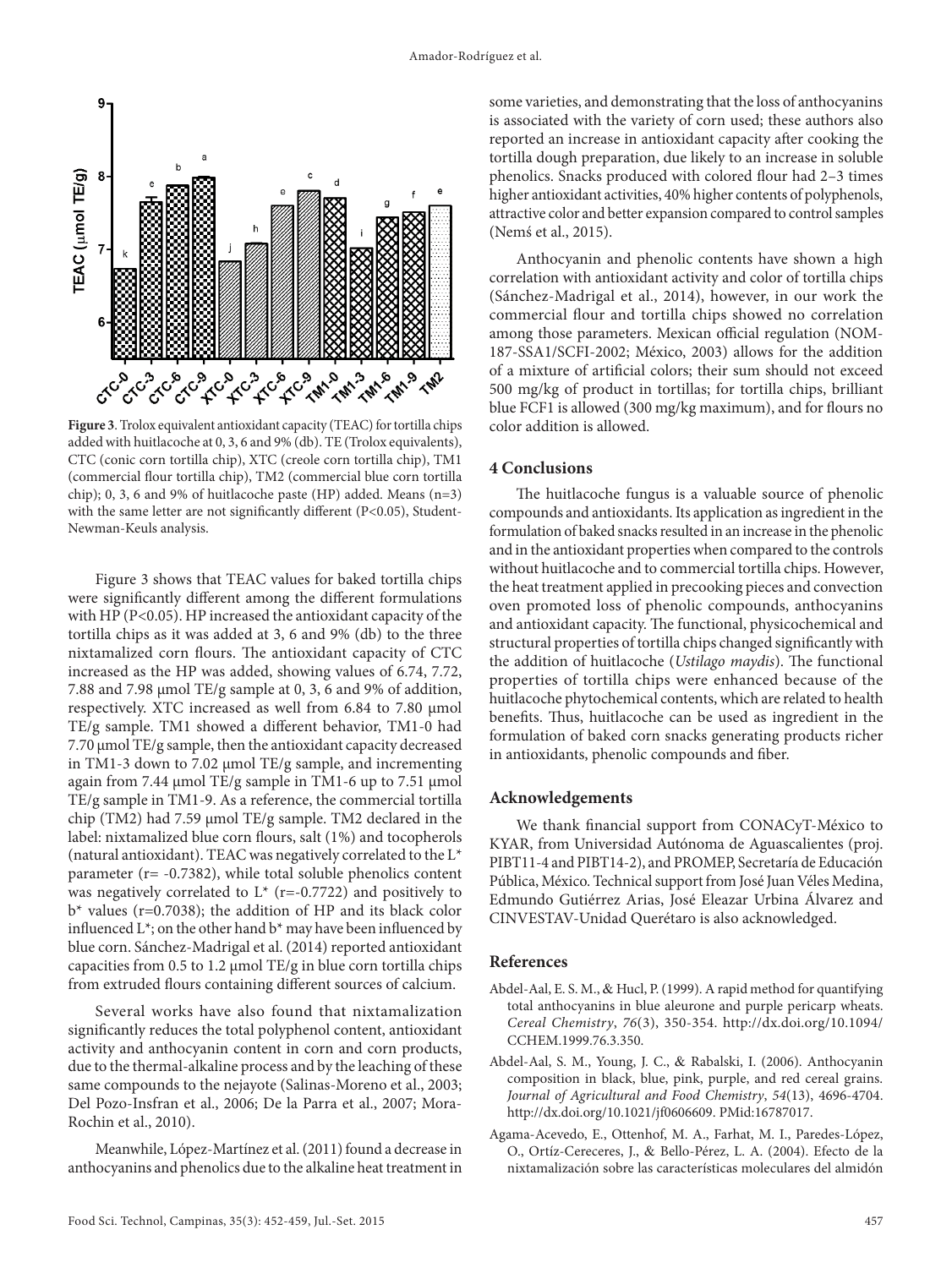**Figure 3**. Trolox equivalent antioxidant capacity (TEAC) for tortilla chips added with huitlacoche at 0, 3, 6 and 9% (db). TE (Trolox equivalents), CTC (conic corn tortilla chip), XTC (creole corn tortilla chip), TM1 (commercial flour tortilla chip), TM2 (commercial blue corn tortilla chip); 0, 3, 6 and 9% of huitlacoche paste (HP) added. Means (n=3) with the same letter are not significantly different (P<0.05), Student-Newman-Keuls analysis.

Figure 3 shows that TEAC values for baked tortilla chips were significantly different among the different formulations with HP (P<0.05). HP increased the antioxidant capacity of the tortilla chips as it was added at 3, 6 and 9% (db) to the three nixtamalized corn flours. The antioxidant capacity of CTC increased as the HP was added, showing values of 6.74, 7.72, 7.88 and 7.98 μmol TE/g sample at 0, 3, 6 and 9% of addition, respectively. XTC increased as well from 6.84 to 7.80 μmol TE/g sample. TM1 showed a different behavior, TM1-0 had 7.70 μmol TE/g sample, then the antioxidant capacity decreased in TM1-3 down to 7.02 μmol TE/g sample, and incrementing again from 7.44 μmol TE/g sample in TM1-6 up to 7.51 μmol TE/g sample in TM1-9. As a reference, the commercial tortilla chip (TM2) had 7.59 μmol TE/g sample. TM2 declared in the label: nixtamalized blue corn flours, salt (1%) and tocopherols (natural antioxidant). TEAC was negatively correlated to the L* parameter (r= -0.7382), while total soluble phenolics content was negatively correlated to L* (r=-0.7722) and positively to b* values (r=0.7038); the addition of HP and its black color influenced L*; on the other hand b* may have been influenced by blue corn. Sánchez-Madrigal et al. (2014) reported antioxidant capacities from 0.5 to 1.2 μmol TE/g in blue corn tortilla chips from extruded flours containing different sources of calcium.

Several works have also found that nixtamalization significantly reduces the total polyphenol content, antioxidant activity and anthocyanin content in corn and corn products, due to the thermal-alkaline process and by the leaching of these same compounds to the nejayote (Salinas-Moreno et al., 2003; Del Pozo-Insfran et al., 2006; De la Parra et al., 2007; Mora-Rochin et al., 2010).

Meanwhile, López-Martínez et al. (2011) found a decrease in anthocyanins and phenolics due to the alkaline heat treatment in some varieties, and demonstrating that the loss of anthocyanins is associated with the variety of corn used; these authors also reported an increase in antioxidant capacity after cooking the tortilla dough preparation, due likely to an increase in soluble phenolics. Snacks produced with colored flour had 2–3 times higher antioxidant activities, 40% higher contents of polyphenols, attractive color and better expansion compared to control samples (Nemś et al., 2015).

Anthocyanin and phenolic contents have shown a high correlation with antioxidant activity and color of tortilla chips (Sánchez-Madrigal et al., 2014), however, in our work the commercial flour and tortilla chips showed no correlation among those parameters. Mexican official regulation (NOM-187-SSA1/SCFI-2002; México, 2003) allows for the addition of a mixture of artificial colors; their sum should not exceed 500 mg/kg of product in tortillas; for tortilla chips, brilliant blue FCF1 is allowed (300 mg/kg maximum), and for flours no color addition is allowed.

## 4 Conclusions

The huitlacoche fungus is a valuable source of phenolic compounds and antioxidants. Its application as ingredient in the formulation of baked snacks resulted in an increase in the phenolic and in the antioxidant properties when compared to the controls without huitlacoche and to commercial tortilla chips. However, the heat treatment applied in precooking pieces and convection oven promoted loss of phenolic compounds, anthocyanins and antioxidant capacity. The functional, physicochemical and structural properties of tortilla chips changed significantly with the addition of huitlacoche (*Ustilago maydis*). The functional properties of tortilla chips were enhanced because of the huitlacoche phytochemical contents, which are related to health benefits. Thus, huitlacoche can be used as ingredient in the formulation of baked corn snacks generating products richer in antioxidants, phenolic compounds and fiber.

## Acknowledgements

We thank financial support from CONACyT-México to KYAR, from Universidad Autónoma de Aguascalientes (proj. PIBT11-4 and PIBT14-2), and PROMEP, Secretaría de Educación Pública, México. Technical support from José Juan Véles Medina, Edmundo Gutiérrez Arias, José Eleazar Urbina Álvarez and CINVESTAV-Unidad Querétaro is also acknowledged.

## References

Abdel-Aal, E. S. M., & Hucl, P. (1999). A rapid method for quantifying total anthocyanins in blue aleurone and purple pericarp wheats. *Cereal Chemistry*, *76*(3), 350-354. http://dx.doi.org/10.1094/CCHEM.1999.76.3.350.

Abdel-Aal, S. M., Young, J. C., & Rabalski, I. (2006). Anthocyanin composition in black, blue, pink, purple, and red cereal grains. *Journal of Agricultural and Food Chemistry*, *54*(13), 4696-4704. http://dx.doi.org/10.1021/jf0606609. PMid:16787017.

Agama-Acevedo, E., Ottenhof, M. A., Farhat, M. I., Paredes-López, O., Ortíz-Cereceres, J., & Bello-Pérez, L. A. (2004). Efecto de la nixtamalización sobre las características moleculares del almidón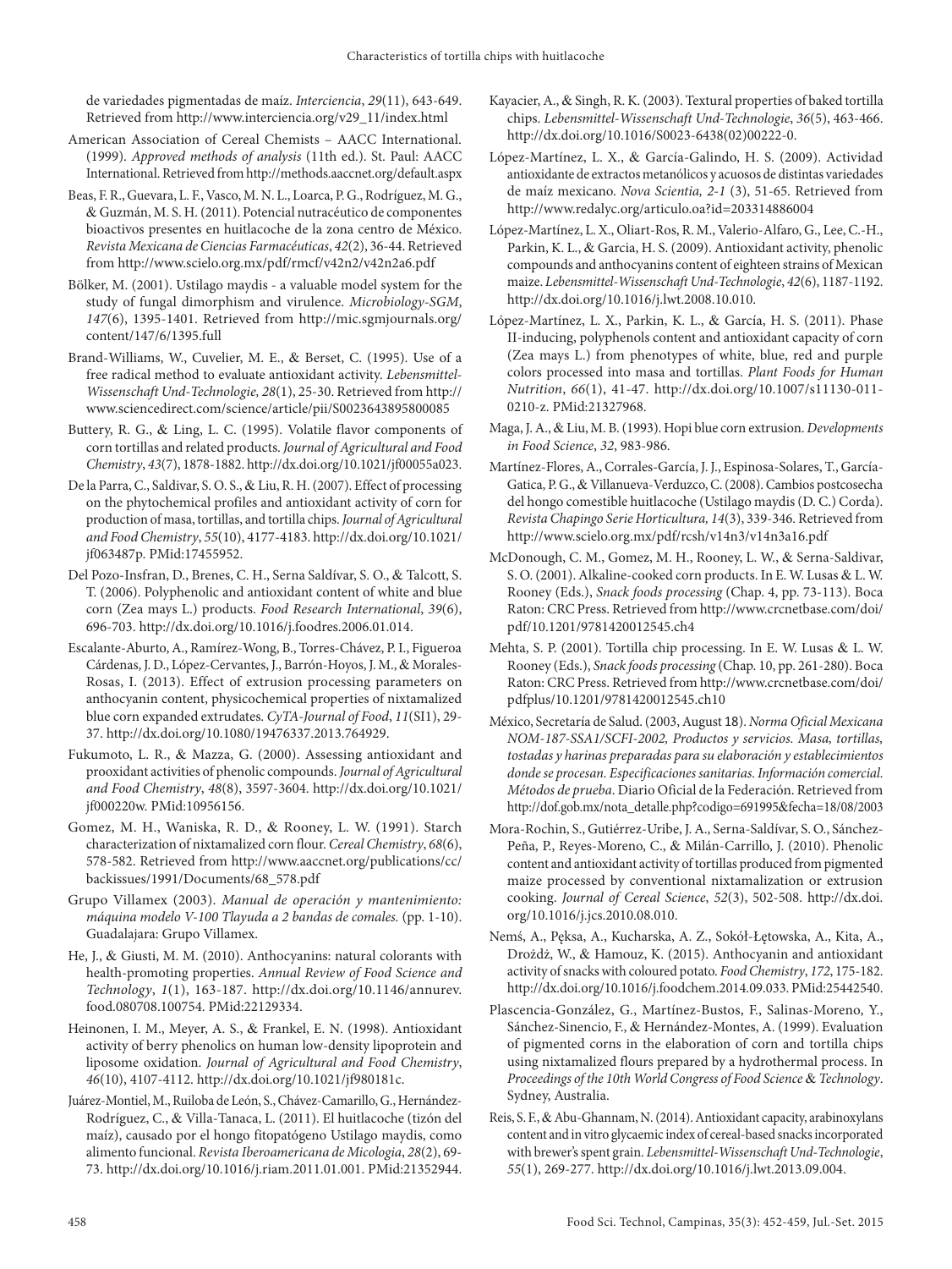de variedades pigmentadas de maíz. *Interciencia*, *29*(11), 643-649. Retrieved from http://www.interciencia.org/v29_11/index.html

American Association of Cereal Chemists – AACC International. (1999). *Approved methods of analysis* (11th ed.). St. Paul: AACC International. Retrieved from http://methods.aaccnet.org/default.aspx

Beas, F. R., Guevara, L. F., Vasco, M. N. L., Loarca, P. G., Rodríguez, M. G., & Guzmán, M. S. H. (2011). Potencial nutracéutico de componentes bioactivos presentes en huitlacoche de la zona centro de México. *Revista Mexicana de Ciencias Farmacéuticas*, *42*(2), 36-44. Retrieved from http://www.scielo.org.mx/pdf/rmcf/v42n2/v42n2a6.pdf

Bölker, M. (2001). Ustilago maydis - a valuable model system for the study of fungal dimorphism and virulence. *Microbiology-SGM*, *147*(6), 1395-1401. Retrieved from http://mic.sgmjournals.org/content/147/6/1395.full

Brand-Williams, W., Cuvelier, M. E., & Berset, C. (1995). Use of a free radical method to evaluate antioxidant activity. *Lebensmittel-Wissenschaft Und-Technologie, 28*(1), 25-30. Retrieved from http://www.sciencedirect.com/science/article/pii/S0023643895800085

Buttery, R. G., & Ling, L. C. (1995). Volatile flavor components of corn tortillas and related products. *Journal of Agricultural and Food Chemistry*, *43*(7), 1878-1882. http://dx.doi.org/10.1021/jf00055a023.

De la Parra, C., Saldivar, S. O. S., & Liu, R. H. (2007). Effect of processing on the phytochemical profiles and antioxidant activity of corn for production of masa, tortillas, and tortilla chips. *Journal of Agricultural and Food Chemistry*, *55*(10), 4177-4183. http://dx.doi.org/10.1021/jf063487p. PMid:17455952.

Del Pozo-Insfran, D., Brenes, C. H., Serna Saldívar, S. O., & Talcott, S. T. (2006). Polyphenolic and antioxidant content of white and blue corn (Zea mays L.) products. *Food Research International*, *39*(6), 696-703. http://dx.doi.org/10.1016/j.foodres.2006.01.014.

Escalante-Aburto, A., Ramírez-Wong, B., Torres-Chávez, P. I., Figueroa Cárdenas, J. D., López-Cervantes, J., Barrón-Hoyos, J. M., & Morales-Rosas, I. (2013). Effect of extrusion processing parameters on anthocyanin content, physicochemical properties of nixtamalized blue corn expanded extrudates. *CyTA-Journal of Food*, *11*(SI1), 29-37. http://dx.doi.org/10.1080/19476337.2013.764929.

Fukumoto, L. R., & Mazza, G. (2000). Assessing antioxidant and prooxidant activities of phenolic compounds. *Journal of Agricultural and Food Chemistry*, *48*(8), 3597-3604. http://dx.doi.org/10.1021/jf000220w. PMid:10956156.

Gomez, M. H., Waniska, R. D., & Rooney, L. W. (1991). Starch characterization of nixtamalized corn flour. *Cereal Chemistry*, *68*(6), 578-582. Retrieved from http://www.aaccnet.org/publications/cc/backissues/1991/Documents/68_578.pdf

Grupo Villamex (2003). *Manual de operación y mantenimiento: máquina modelo V-100 Tlayuda a 2 bandas de comales.* (pp. 1-10). Guadalajara: Grupo Villamex.

He, J., & Giusti, M. M. (2010). Anthocyanins: natural colorants with health-promoting properties. *Annual Review of Food Science and Technology*, *1*(1), 163-187. http://dx.doi.org/10.1146/annurev.food.080708.100754. PMid:22129334.

Heinonen, I. M., Meyer, A. S., & Frankel, E. N. (1998). Antioxidant activity of berry phenolics on human low-density lipoprotein and liposome oxidation. *Journal of Agricultural and Food Chemistry*, *46*(10), 4107-4112. http://dx.doi.org/10.1021/jf980181c.

Juárez-Montiel, M., Ruiloba de León, S., Chávez-Camarillo, G., Hernández-Rodríguez, C., & Villa-Tanaca, L. (2011). El huitlacoche (tizón del maíz), causado por el hongo fitopatógeno Ustilago maydis, como alimento funcional. *Revista Iberoamericana de Micologia*, *28*(2), 69-73. http://dx.doi.org/10.1016/j.riam.2011.01.001. PMid:21352944.

Kayacier, A., & Singh, R. K. (2003). Textural properties of baked tortilla chips. *Lebensmittel-Wissenschaft Und-Technologie*, *36*(5), 463-466. http://dx.doi.org/10.1016/S0023-6438(02)00222-0.

López-Martínez, L. X., & García-Galindo, H. S. (2009). Actividad antioxidante de extractos metanólicos y acuosos de distintas variedades de maíz mexicano. *Nova Scientia, 2-1* (3), 51-65. Retrieved from http://www.redalyc.org/articulo.oa?id=203314886004

López-Martínez, L. X., Oliart-Ros, R. M., Valerio-Alfaro, G., Lee, C.-H., Parkin, K. L., & Garcia, H. S. (2009). Antioxidant activity, phenolic compounds and anthocyanins content of eighteen strains of Mexican maize. *Lebensmittel-Wissenschaft Und-Technologie*, *42*(6), 1187-1192. http://dx.doi.org/10.1016/j.lwt.2008.10.010.

López-Martínez, L. X., Parkin, K. L., & García, H. S. (2011). Phase II-inducing, polyphenols content and antioxidant capacity of corn (Zea mays L.) from phenotypes of white, blue, red and purple colors processed into masa and tortillas. *Plant Foods for Human Nutrition*, *66*(1), 41-47. http://dx.doi.org/10.1007/s11130-011-0210-z. PMid:21327968.

Maga, J. A., & Liu, M. B. (1993). Hopi blue corn extrusion. *Developments in Food Science*, *32*, 983-986.

Martínez-Flores, A., Corrales-García, J. J., Espinosa-Solares, T., García-Gatica, P. G., & Villanueva-Verduzco, C. (2008). Cambios postcosecha del hongo comestible huitlacoche (Ustilago maydis (D. C.) Corda). *Revista Chapingo Serie Horticultura, 14*(3), 339-346. Retrieved from http://www.scielo.org.mx/pdf/rcsh/v14n3/v14n3a16.pdf

McDonough, C. M., Gomez, M. H., Rooney, L. W., & Serna-Saldivar, S. O. (2001). Alkaline-cooked corn products. In E. W. Lusas & L. W. Rooney (Eds.), *Snack foods processing* (Chap. 4, pp. 73-113). Boca Raton: CRC Press. Retrieved from http://www.crcnetbase.com/doi/pdf/10.1201/9781420012545.ch4

Mehta, S. P. (2001). Tortilla chip processing. In E. W. Lusas & L. W. Rooney (Eds.), *Snack foods processing* (Chap. 10, pp. 261-280). Boca Raton: CRC Press. Retrieved from http://www.crcnetbase.com/doi/pdfplus/10.1201/9781420012545.ch10

México, Secretaría de Salud. (2003, August 18). *Norma Oficial Mexicana NOM-187-SSA1/SCFI-2002, Productos y servicios. Masa, tortillas, tostadas y harinas preparadas para su elaboración y establecimientos donde se procesan. Especificaciones sanitarias. Información comercial. Métodos de prueba*. Diario Oficial de la Federación. Retrieved from http://dof.gob.mx/nota_detalle.php?codigo=691995&fecha=18/08/2003

Mora-Rochin, S., Gutiérrez-Uribe, J. A., Serna-Saldívar, S. O., Sánchez-Peña, P., Reyes-Moreno, C., & Milán-Carrillo, J. (2010). Phenolic content and antioxidant activity of tortillas produced from pigmented maize processed by conventional nixtamalization or extrusion cooking. *Journal of Cereal Science*, *52*(3), 502-508. http://dx.doi.org/10.1016/j.jcs.2010.08.010.

Nemś, A., Pęksa, A., Kucharska, A. Z., Sokół-Łętowska, A., Kita, A., Drożdż, W., & Hamouz, K. (2015). Anthocyanin and antioxidant activity of snacks with coloured potato. *Food Chemistry*, *172*, 175-182. http://dx.doi.org/10.1016/j.foodchem.2014.09.033. PMid:25442540.

Plascencia-González, G., Martínez-Bustos, F., Salinas-Moreno, Y., Sánchez-Sinencio, F., & Hernández-Montes, A. (1999). Evaluation of pigmented corns in the elaboration of corn and tortilla chips using nixtamalized flours prepared by a hydrothermal process. In *Proceedings of the 10th World Congress of Food Science* & *Technology*. Sydney, Australia.

Reis, S. F., & Abu-Ghannam, N. (2014). Antioxidant capacity, arabinoxylans content and in vitro glycaemic index of cereal-based snacks incorporated with brewer's spent grain. *Lebensmittel-Wissenschaft Und-Technologie*, *55*(1), 269-277. http://dx.doi.org/10.1016/j.lwt.2013.09.004.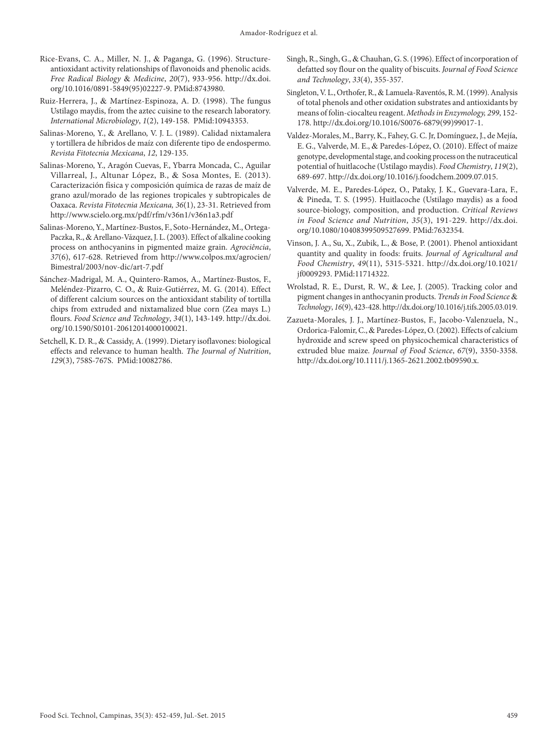Rice-Evans, C. A., Miller, N. J., & Paganga, G. (1996). Structure-antioxidant activity relationships of flavonoids and phenolic acids. *Free Radical Biology & Medicine*, *20*(7), 933-956. http://dx.doi.org/10.1016/0891-5849(95)02227-9. PMid:8743980.

Ruiz-Herrera, J., & Martínez-Espinoza, A. D. (1998). The fungus Ustilago maydis, from the aztec cuisine to the research laboratory. *International Microbiology*, *1*(2), 149-158. PMid:10943353.

Salinas-Moreno, Y., & Arellano, V. J. L. (1989). Calidad nixtamalera y tortillera de híbridos de maíz con diferente tipo de endospermo. *Revista Fitotecnia Mexicana*, *12*, 129-135.

Salinas-Moreno, Y., Aragón Cuevas, F., Ybarra Moncada, C., Aguilar Villarreal, J., Altunar López, B., & Sosa Montes, E. (2013). Caracterización física y composición química de razas de maíz de grano azul/morado de las regiones tropicales y subtropicales de Oaxaca. *Revista Fitotecnia Mexicana, 36*(1), 23-31. Retrieved from http://www.scielo.org.mx/pdf/rfm/v36n1/v36n1a3.pdf

Salinas-Moreno, Y., Martínez-Bustos, F., Soto-Hernández, M., Ortega-Paczka, R., & Arellano-Vázquez, J. L. (2003). Effect of alkaline cooking process on anthocyanins in pigmented maize grain. *Agrociência*, *37*(6), 617-628. Retrieved from http://www.colpos.mx/agrocien/Bimestral/2003/nov-dic/art-7.pdf

Sánchez-Madrigal, M. A., Quintero-Ramos, A., Martínez-Bustos, F., Meléndez-Pizarro, C. O., & Ruiz-Gutiérrez, M. G. (2014). Effect of different calcium sources on the antioxidant stability of tortilla chips from extruded and nixtamalized blue corn (Zea mays L.) flours. *Food Science and Technology*, *34*(1), 143-149. http://dx.doi.org/10.1590/S0101-20612014000100021.

Setchell, K. D. R., & Cassidy, A. (1999). Dietary isoflavones: biological effects and relevance to human health. *The Journal of Nutrition*, *129*(3), 758S-767S. PMid:10082786.

Singh, R., Singh, G., & Chauhan, G. S. (1996). Effect of incorporation of defatted soy flour on the quality of biscuits. *Journal of Food Science and Technology*, *33*(4), 355-357.

Singleton, V. L., Orthofer, R., & Lamuela-Raventós, R. M. (1999). Analysis of total phenols and other oxidation substrates and antioxidants by means of folin-ciocalteu reagent. *Methods in Enzymology, 299*, 152-178. http://dx.doi.org/10.1016/S0076-6879(99)99017-1.

Valdez-Morales, M., Barry, K., Fahey, G. C. Jr, Domínguez, J., de Mejía, E. G., Valverde, M. E., & Paredes-López, O. (2010). Effect of maize genotype, developmental stage, and cooking process on the nutraceutical potential of huitlacoche (Ustilago maydis). *Food Chemistry*, *119*(2), 689-697. http://dx.doi.org/10.1016/j.foodchem.2009.07.015.

Valverde, M. E., Paredes-López, O., Pataky, J. K., Guevara-Lara, F., & Pineda, T. S. (1995). Huitlacoche (Ustilago maydis) as a food source-biology, composition, and production. *Critical Reviews in Food Science and Nutrition*, *35*(3), 191-229. http://dx.doi.org/10.1080/10408399509527699. PMid:7632354.

Vinson, J. A., Su, X., Zubik, L., & Bose, P. (2001). Phenol antioxidant quantity and quality in foods: fruits. *Journal of Agricultural and Food Chemistry*, *49*(11), 5315-5321. http://dx.doi.org/10.1021/jf0009293. PMid:11714322.

Wrolstad, R. E., Durst, R. W., & Lee, J. (2005). Tracking color and pigment changes in anthocyanin products. *Trends in Food Science & Technology*, *16*(9), 423-428. http://dx.doi.org/10.1016/j.tifs.2005.03.019.

Zazueta-Morales, J. J., Martínez-Bustos, F., Jacobo-Valenzuela, N., Ordorica-Falomir, C., & Paredes-López, O. (2002). Effects of calcium hydroxide and screw speed on physicochemical characteristics of extruded blue maize. *Journal of Food Science*, *67*(9), 3350-3358. http://dx.doi.org/10.1111/j.1365-2621.2002.tb09590.x.